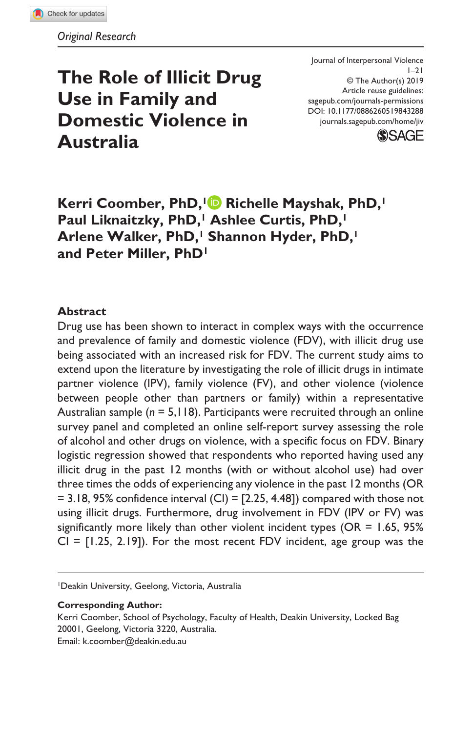*Original Research*

# The Role of Illicit Drug Use in Family and Domestic Violence in Australia

Journal of Interpersonal Violence
1–21
© The Author(s) 2019
Article reuse guidelines:
sagepub.com/journals-permissions
DOI: 10.1177/0886260519843288
journals.sagepub.com/home/jiv

**Kerri Coomber, PhD,[1] Richelle Mayshak, PhD,[1] Paul Liknaitzky, PhD,[1] Ashlee Curtis, PhD,[1] Arlene Walker, PhD,[1] Shannon Hyder, PhD,[1] and Peter Miller, PhD[1]**

## Abstract

Drug use has been shown to interact in complex ways with the occurrence and prevalence of family and domestic violence (FDV), with illicit drug use being associated with an increased risk for FDV. The current study aims to extend upon the literature by investigating the role of illicit drugs in intimate partner violence (IPV), family violence (FV), and other violence (violence between people other than partners or family) within a representative Australian sample (*n* = 5,118). Participants were recruited through an online survey panel and completed an online self-report survey assessing the role of alcohol and other drugs on violence, with a specific focus on FDV. Binary logistic regression showed that respondents who reported having used any illicit drug in the past 12 months (with or without alcohol use) had over three times the odds of experiencing any violence in the past 12 months (OR = 3.18, 95% confidence interval (CI) = [2.25, 4.48]) compared with those not using illicit drugs. Furthermore, drug involvement in FDV (IPV or FV) was significantly more likely than other violent incident types (OR = 1.65, 95% CI = [1.25, 2.19]). For the most recent FDV incident, age group was the

[1]Deakin University, Geelong, Victoria, Australia

**Corresponding Author:**
Kerri Coomber, School of Psychology, Faculty of Health, Deakin University, Locked Bag 20001, Geelong, Victoria 3220, Australia.
Email: k.coomber@deakin.edu.au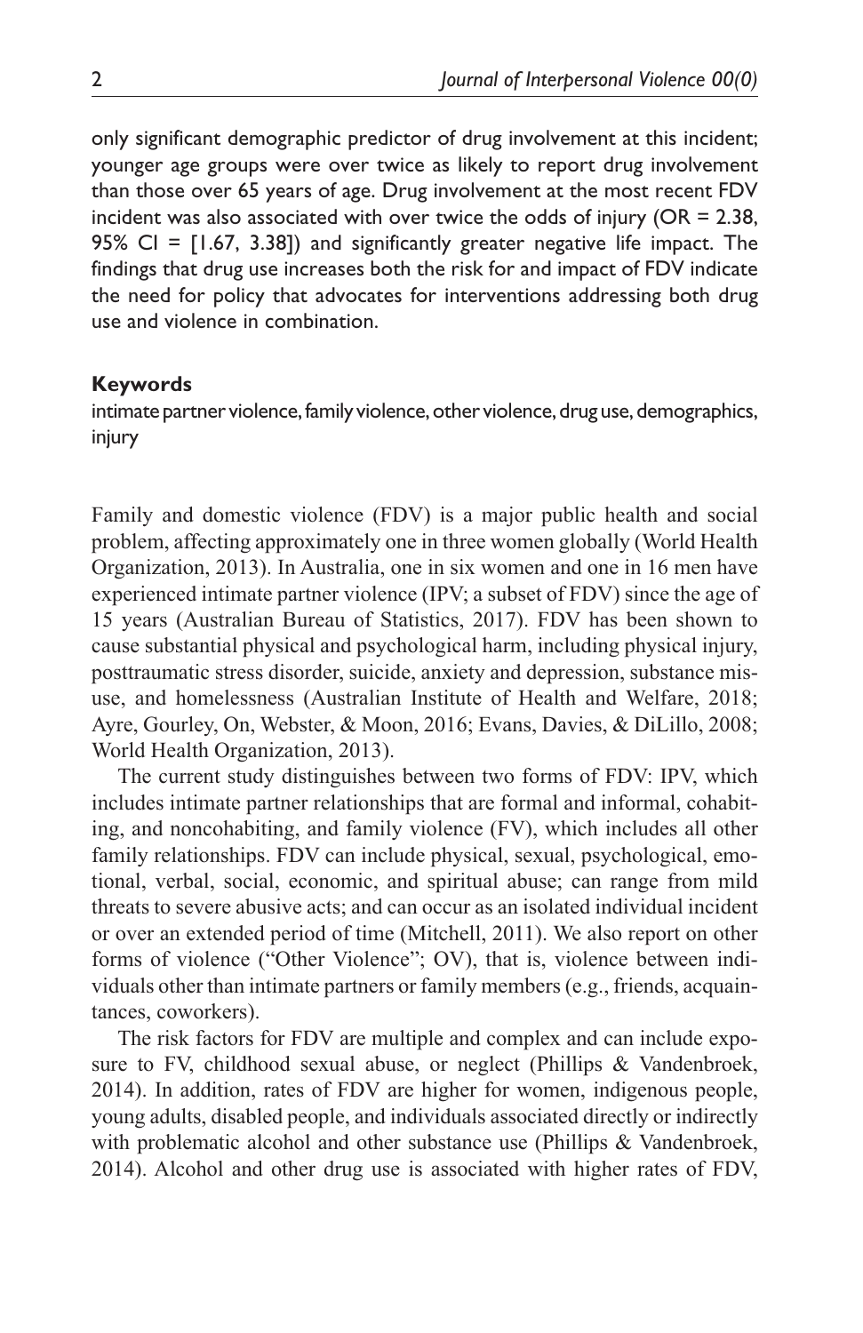only significant demographic predictor of drug involvement at this incident; younger age groups were over twice as likely to report drug involvement than those over 65 years of age. Drug involvement at the most recent FDV incident was also associated with over twice the odds of injury (OR = 2.38, 95% CI = [1.67, 3.38]) and significantly greater negative life impact. The findings that drug use increases both the risk for and impact of FDV indicate the need for policy that advocates for interventions addressing both drug use and violence in combination.

**Keywords**

intimate partner violence, family violence, other violence, drug use, demographics, injury

Family and domestic violence (FDV) is a major public health and social problem, affecting approximately one in three women globally (World Health Organization, 2013). In Australia, one in six women and one in 16 men have experienced intimate partner violence (IPV; a subset of FDV) since the age of 15 years (Australian Bureau of Statistics, 2017). FDV has been shown to cause substantial physical and psychological harm, including physical injury, posttraumatic stress disorder, suicide, anxiety and depression, substance misuse, and homelessness (Australian Institute of Health and Welfare, 2018; Ayre, Gourley, On, Webster, & Moon, 2016; Evans, Davies, & DiLillo, 2008; World Health Organization, 2013).

The current study distinguishes between two forms of FDV: IPV, which includes intimate partner relationships that are formal and informal, cohabiting, and noncohabiting, and family violence (FV), which includes all other family relationships. FDV can include physical, sexual, psychological, emotional, verbal, social, economic, and spiritual abuse; can range from mild threats to severe abusive acts; and can occur as an isolated individual incident or over an extended period of time (Mitchell, 2011). We also report on other forms of violence ("Other Violence"; OV), that is, violence between individuals other than intimate partners or family members (e.g., friends, acquaintances, coworkers).

The risk factors for FDV are multiple and complex and can include exposure to FV, childhood sexual abuse, or neglect (Phillips & Vandenbroek, 2014). In addition, rates of FDV are higher for women, indigenous people, young adults, disabled people, and individuals associated directly or indirectly with problematic alcohol and other substance use (Phillips & Vandenbroek, 2014). Alcohol and other drug use is associated with higher rates of FDV,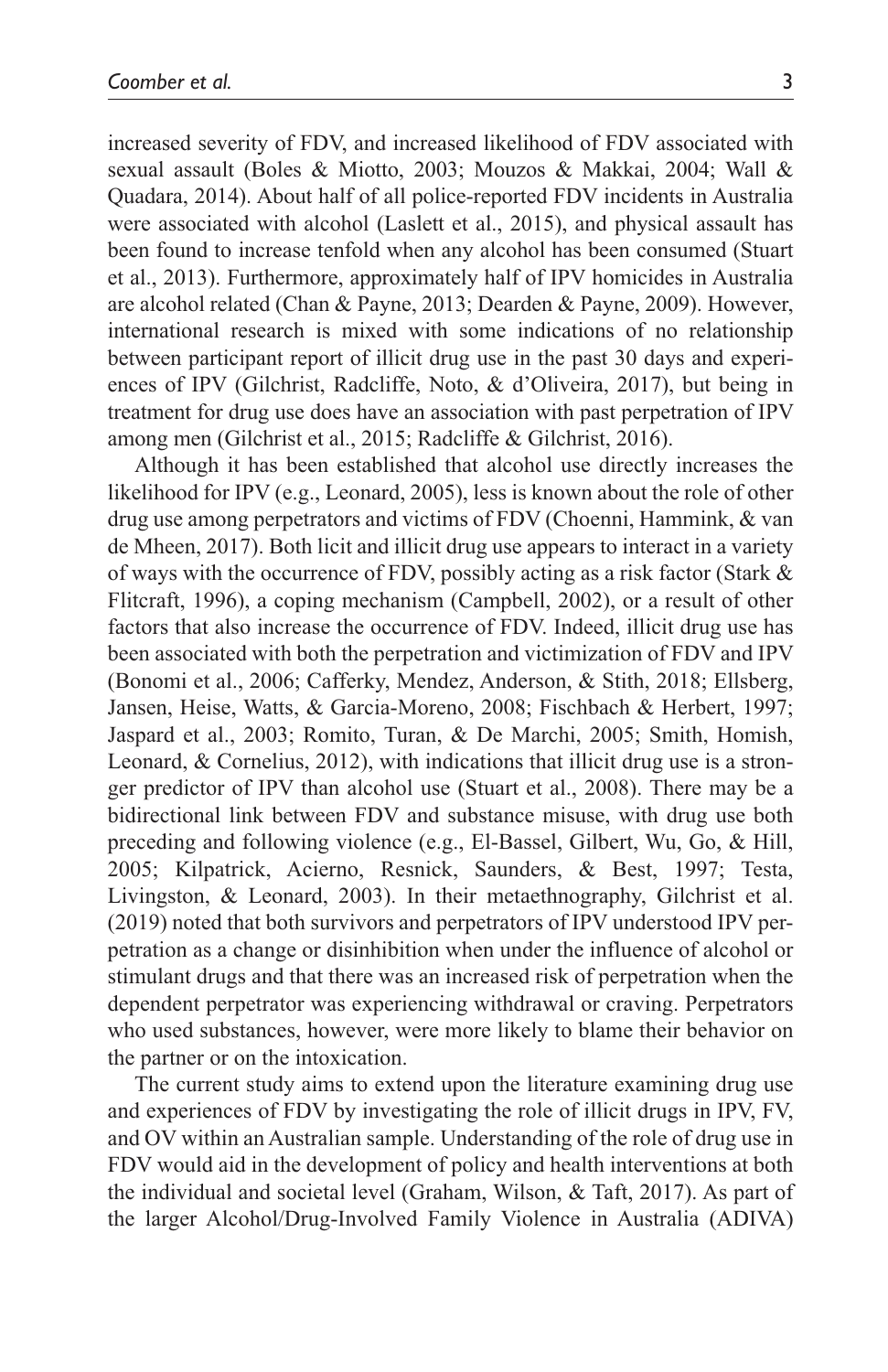increased severity of FDV, and increased likelihood of FDV associated with sexual assault (Boles & Miotto, 2003; Mouzos & Makkai, 2004; Wall & Quadara, 2014). About half of all police-reported FDV incidents in Australia were associated with alcohol (Laslett et al., 2015), and physical assault has been found to increase tenfold when any alcohol has been consumed (Stuart et al., 2013). Furthermore, approximately half of IPV homicides in Australia are alcohol related (Chan & Payne, 2013; Dearden & Payne, 2009). However, international research is mixed with some indications of no relationship between participant report of illicit drug use in the past 30 days and experiences of IPV (Gilchrist, Radcliffe, Noto, & d'Oliveira, 2017), but being in treatment for drug use does have an association with past perpetration of IPV among men (Gilchrist et al., 2015; Radcliffe & Gilchrist, 2016).

Although it has been established that alcohol use directly increases the likelihood for IPV (e.g., Leonard, 2005), less is known about the role of other drug use among perpetrators and victims of FDV (Choenni, Hammink, & van de Mheen, 2017). Both licit and illicit drug use appears to interact in a variety of ways with the occurrence of FDV, possibly acting as a risk factor (Stark & Flitcraft, 1996), a coping mechanism (Campbell, 2002), or a result of other factors that also increase the occurrence of FDV. Indeed, illicit drug use has been associated with both the perpetration and victimization of FDV and IPV (Bonomi et al., 2006; Cafferky, Mendez, Anderson, & Stith, 2018; Ellsberg, Jansen, Heise, Watts, & Garcia-Moreno, 2008; Fischbach & Herbert, 1997; Jaspard et al., 2003; Romito, Turan, & De Marchi, 2005; Smith, Homish, Leonard, & Cornelius, 2012), with indications that illicit drug use is a stronger predictor of IPV than alcohol use (Stuart et al., 2008). There may be a bidirectional link between FDV and substance misuse, with drug use both preceding and following violence (e.g., El-Bassel, Gilbert, Wu, Go, & Hill, 2005; Kilpatrick, Acierno, Resnick, Saunders, & Best, 1997; Testa, Livingston, & Leonard, 2003). In their metaethnography, Gilchrist et al. (2019) noted that both survivors and perpetrators of IPV understood IPV perpetration as a change or disinhibition when under the influence of alcohol or stimulant drugs and that there was an increased risk of perpetration when the dependent perpetrator was experiencing withdrawal or craving. Perpetrators who used substances, however, were more likely to blame their behavior on the partner or on the intoxication.

The current study aims to extend upon the literature examining drug use and experiences of FDV by investigating the role of illicit drugs in IPV, FV, and OV within an Australian sample. Understanding of the role of drug use in FDV would aid in the development of policy and health interventions at both the individual and societal level (Graham, Wilson, & Taft, 2017). As part of the larger Alcohol/Drug-Involved Family Violence in Australia (ADIVA)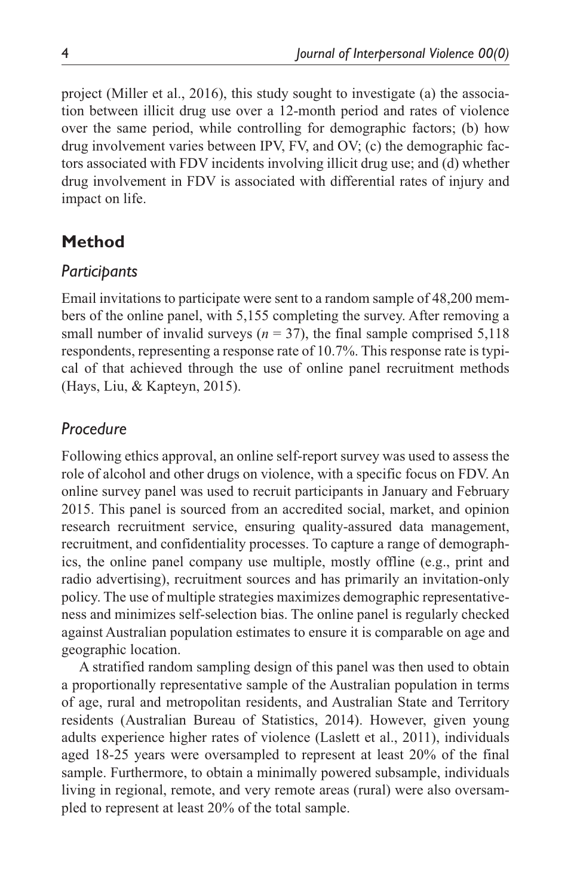project (Miller et al., 2016), this study sought to investigate (a) the association between illicit drug use over a 12-month period and rates of violence over the same period, while controlling for demographic factors; (b) how drug involvement varies between IPV, FV, and OV; (c) the demographic factors associated with FDV incidents involving illicit drug use; and (d) whether drug involvement in FDV is associated with differential rates of injury and impact on life.

## Method

### *Participants*

Email invitations to participate were sent to a random sample of 48,200 members of the online panel, with 5,155 completing the survey. After removing a small number of invalid surveys ($n$ = 37), the final sample comprised 5,118 respondents, representing a response rate of 10.7%. This response rate is typical of that achieved through the use of online panel recruitment methods (Hays, Liu, & Kapteyn, 2015).

### *Procedure*

Following ethics approval, an online self-report survey was used to assess the role of alcohol and other drugs on violence, with a specific focus on FDV. An online survey panel was used to recruit participants in January and February 2015. This panel is sourced from an accredited social, market, and opinion research recruitment service, ensuring quality-assured data management, recruitment, and confidentiality processes. To capture a range of demographics, the online panel company use multiple, mostly offline (e.g., print and radio advertising), recruitment sources and has primarily an invitation-only policy. The use of multiple strategies maximizes demographic representativeness and minimizes self-selection bias. The online panel is regularly checked against Australian population estimates to ensure it is comparable on age and geographic location.

A stratified random sampling design of this panel was then used to obtain a proportionally representative sample of the Australian population in terms of age, rural and metropolitan residents, and Australian State and Territory residents (Australian Bureau of Statistics, 2014). However, given young adults experience higher rates of violence (Laslett et al., 2011), individuals aged 18-25 years were oversampled to represent at least 20% of the final sample. Furthermore, to obtain a minimally powered subsample, individuals living in regional, remote, and very remote areas (rural) were also oversampled to represent at least 20% of the total sample.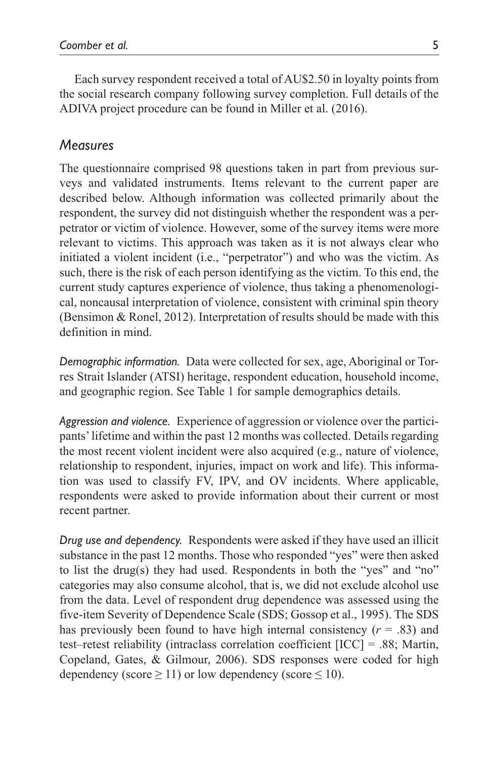Each survey respondent received a total of AU$2.50 in loyalty points from the social research company following survey completion. Full details of the ADIVA project procedure can be found in Miller et al. (2016).

## *Measures*

The questionnaire comprised 98 questions taken in part from previous surveys and validated instruments. Items relevant to the current paper are described below. Although information was collected primarily about the respondent, the survey did not distinguish whether the respondent was a perpetrator or victim of violence. However, some of the survey items were more relevant to victims. This approach was taken as it is not always clear who initiated a violent incident (i.e., "perpetrator") and who was the victim. As such, there is the risk of each person identifying as the victim. To this end, the current study captures experience of violence, thus taking a phenomenological, noncausal interpretation of violence, consistent with criminal spin theory (Bensimon & Ronel, 2012). Interpretation of results should be made with this definition in mind.

*Demographic information.* Data were collected for sex, age, Aboriginal or Torres Strait Islander (ATSI) heritage, respondent education, household income, and geographic region. See Table 1 for sample demographics details.

*Aggression and violence.* Experience of aggression or violence over the participants' lifetime and within the past 12 months was collected. Details regarding the most recent violent incident were also acquired (e.g., nature of violence, relationship to respondent, injuries, impact on work and life). This information was used to classify FV, IPV, and OV incidents. Where applicable, respondents were asked to provide information about their current or most recent partner.

*Drug use and dependency.* Respondents were asked if they have used an illicit substance in the past 12 months. Those who responded "yes" were then asked to list the drug(s) they had used. Respondents in both the "yes" and "no" categories may also consume alcohol, that is, we did not exclude alcohol use from the data. Level of respondent drug dependence was assessed using the five-item Severity of Dependence Scale (SDS; Gossop et al., 1995). The SDS has previously been found to have high internal consistency ($r$ = .83) and test–retest reliability (intraclass correlation coefficient [ICC] = .88; Martin, Copeland, Gates, & Gilmour, 2006). SDS responses were coded for high dependency (score $\geq$ 11) or low dependency (score $\leq$ 10).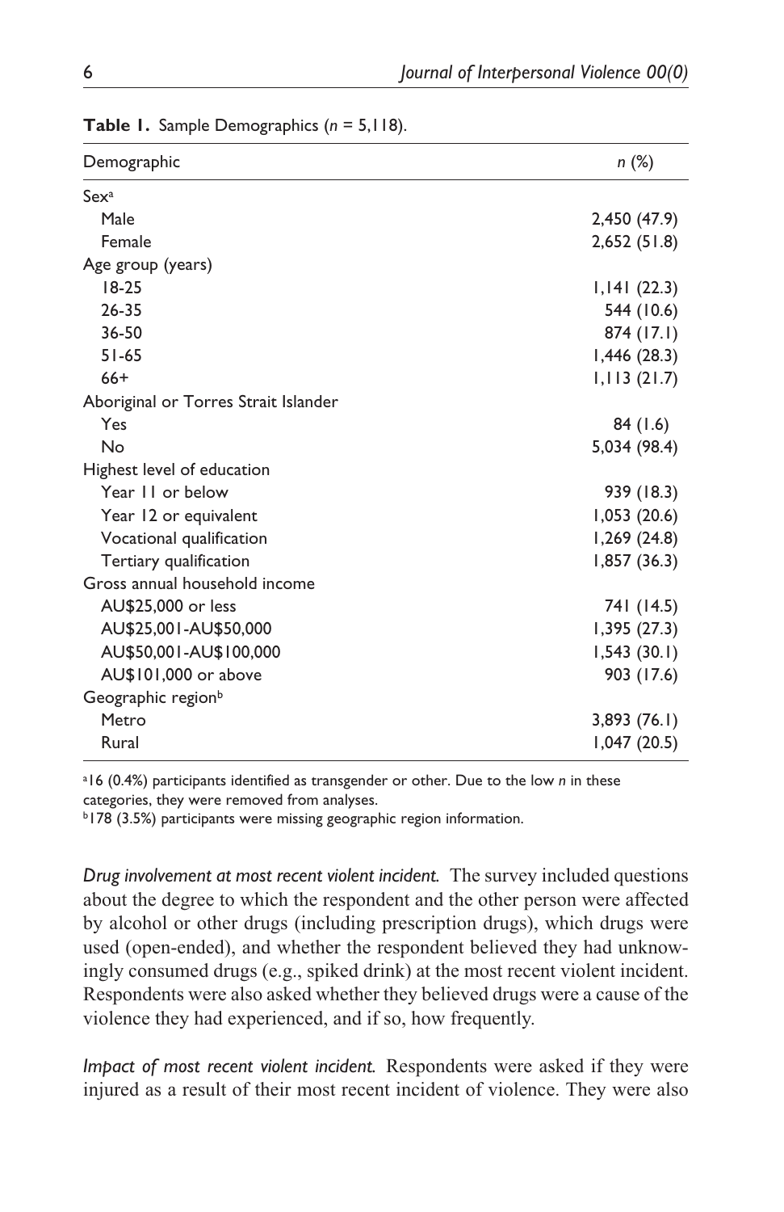**Table 1.** Sample Demographics ($n$ = 5,118).

| Demographic | $n$ (%) |
|---|---|
| Sex[a] | |
| Male | 2,450 (47.9) |
| Female | 2,652 (51.8) |
| Age group (years) | |
| 18-25 | 1,141 (22.3) |
| 26-35 | 544 (10.6) |
| 36-50 | 874 (17.1) |
| 51-65 | 1,446 (28.3) |
| 66+ | 1,113 (21.7) |
| Aboriginal or Torres Strait Islander | |
| Yes | 84 (1.6) |
| No | 5,034 (98.4) |
| Highest level of education | |
| Year 11 or below | 939 (18.3) |
| Year 12 or equivalent | 1,053 (20.6) |
| Vocational qualification | 1,269 (24.8) |
| Tertiary qualification | 1,857 (36.3) |
| Gross annual household income | |
| AU$25,000 or less | 741 (14.5) |
| AU$25,001-AU$50,000 | 1,395 (27.3) |
| AU$50,001-AU$100,000 | 1,543 (30.1) |
| AU$101,000 or above | 903 (17.6) |
| Geographic region[b] | |
| Metro | 3,893 (76.1) |
| Rural | 1,047 (20.5) |

[a]16 (0.4%) participants identified as transgender or other. Due to the low *n* in these categories, they were removed from analyses.
[b]178 (3.5%) participants were missing geographic region information.

*Drug involvement at most recent violent incident.* The survey included questions about the degree to which the respondent and the other person were affected by alcohol or other drugs (including prescription drugs), which drugs were used (open-ended), and whether the respondent believed they had unknowingly consumed drugs (e.g., spiked drink) at the most recent violent incident. Respondents were also asked whether they believed drugs were a cause of the violence they had experienced, and if so, how frequently.

*Impact of most recent violent incident.* Respondents were asked if they were injured as a result of their most recent incident of violence. They were also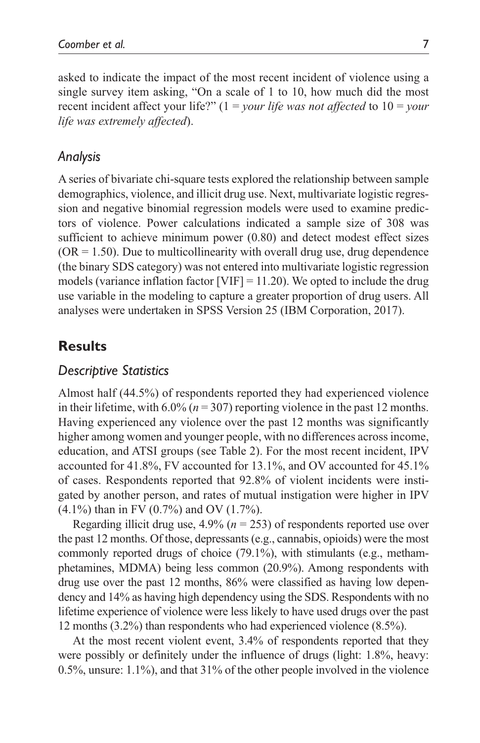asked to indicate the impact of the most recent incident of violence using a single survey item asking, "On a scale of 1 to 10, how much did the most recent incident affect your life?" (1 = *your life was not affected* to 10 = *your life was extremely affected*).

### *Analysis*

A series of bivariate chi-square tests explored the relationship between sample demographics, violence, and illicit drug use. Next, multivariate logistic regression and negative binomial regression models were used to examine predictors of violence. Power calculations indicated a sample size of 308 was sufficient to achieve minimum power (0.80) and detect modest effect sizes (OR = 1.50). Due to multicollinearity with overall drug use, drug dependence (the binary SDS category) was not entered into multivariate logistic regression models (variance inflation factor [VIF] = 11.20). We opted to include the drug use variable in the modeling to capture a greater proportion of drug users. All analyses were undertaken in SPSS Version 25 (IBM Corporation, 2017).

## **Results**

### *Descriptive Statistics*

Almost half (44.5%) of respondents reported they had experienced violence in their lifetime, with 6.0% ($n$ = 307) reporting violence in the past 12 months. Having experienced any violence over the past 12 months was significantly higher among women and younger people, with no differences across income, education, and ATSI groups (see Table 2). For the most recent incident, IPV accounted for 41.8%, FV accounted for 13.1%, and OV accounted for 45.1% of cases. Respondents reported that 92.8% of violent incidents were instigated by another person, and rates of mutual instigation were higher in IPV (4.1%) than in FV (0.7%) and OV (1.7%).

Regarding illicit drug use, 4.9% ($n$ = 253) of respondents reported use over the past 12 months. Of those, depressants (e.g., cannabis, opioids) were the most commonly reported drugs of choice (79.1%), with stimulants (e.g., methamphetamines, MDMA) being less common (20.9%). Among respondents with drug use over the past 12 months, 86% were classified as having low dependency and 14% as having high dependency using the SDS. Respondents with no lifetime experience of violence were less likely to have used drugs over the past 12 months (3.2%) than respondents who had experienced violence (8.5%).

At the most recent violent event, 3.4% of respondents reported that they were possibly or definitely under the influence of drugs (light: 1.8%, heavy: 0.5%, unsure: 1.1%), and that 31% of the other people involved in the violence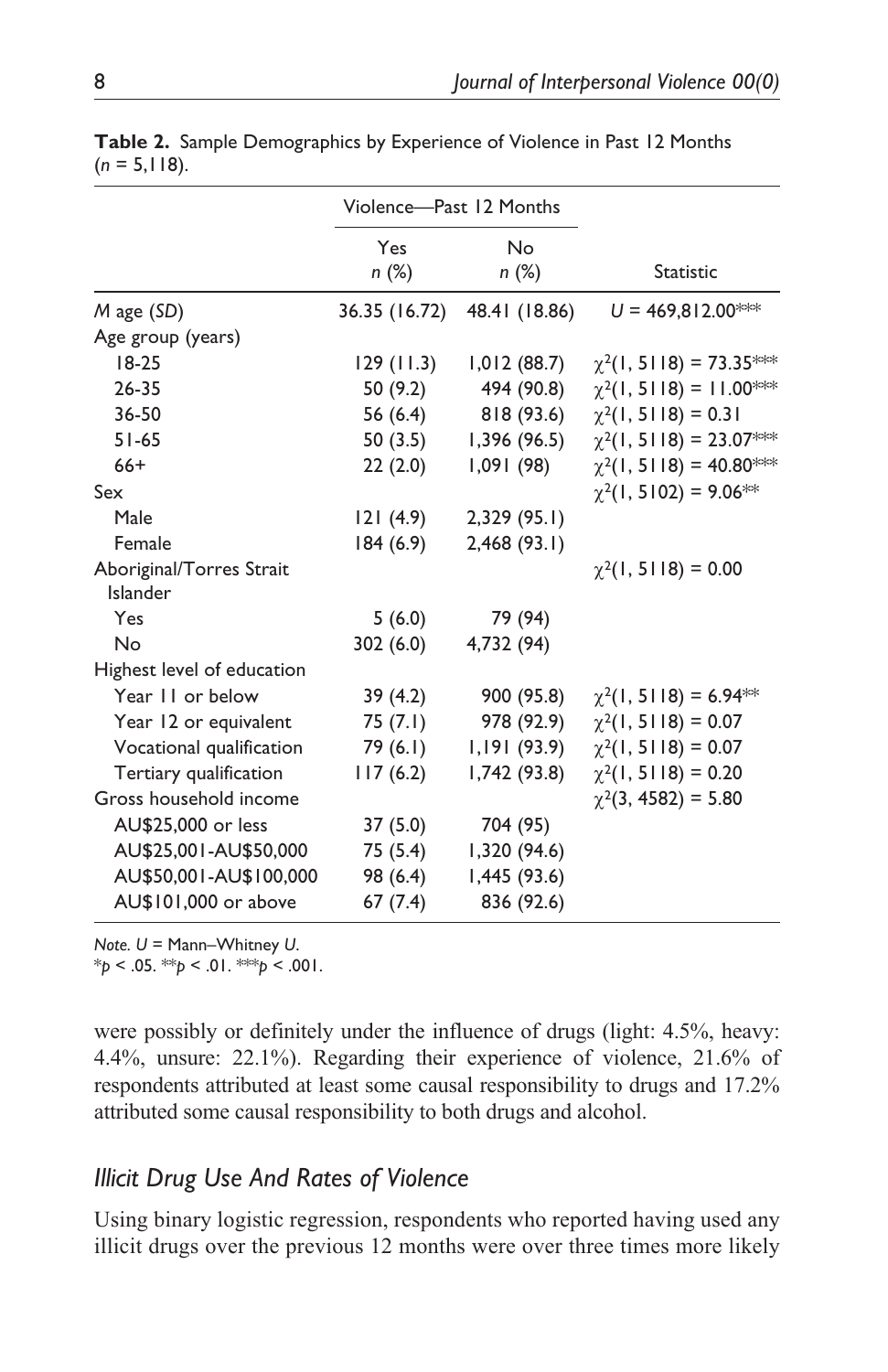**Table 2.** Sample Demographics by Experience of Violence in Past 12 Months ($n$ = 5,118).

| | Violence—Past 12 Months | | |
|---|---|---|---|
| | Yes $n$ (%) | No $n$ (%) | Statistic |
| *M* age (*SD*) | 36.35 (16.72) | 48.41 (18.86) | $U$ = 469,812.00*** |
| Age group (years) | | | |
| 18-25 | 129 (11.3) | 1,012 (88.7) | $\chi^2(1, 5118) = 73.35$*** |
| 26-35 | 50 (9.2) | 494 (90.8) | $\chi^2(1, 5118) = 11.00$*** |
| 36-50 | 56 (6.4) | 818 (93.6) | $\chi^2(1, 5118) = 0.31$ |
| 51-65 | 50 (3.5) | 1,396 (96.5) | $\chi^2(1, 5118) = 23.07$*** |
| 66+ | 22 (2.0) | 1,091 (98) | $\chi^2(1, 5118) = 40.80$*** |
| Sex | | | $\chi^2(1, 5102) = 9.06$** |
| Male | 121 (4.9) | 2,329 (95.1) | |
| Female | 184 (6.9) | 2,468 (93.1) | |
| Aboriginal/Torres Strait Islander | | | $\chi^2(1, 5118) = 0.00$ |
| Yes | 5 (6.0) | 79 (94) | |
| No | 302 (6.0) | 4,732 (94) | |
| Highest level of education | | | |
| Year 11 or below | 39 (4.2) | 900 (95.8) | $\chi^2(1, 5118) = 6.94$** |
| Year 12 or equivalent | 75 (7.1) | 978 (92.9) | $\chi^2(1, 5118) = 0.07$ |
| Vocational qualification | 79 (6.1) | 1,191 (93.9) | $\chi^2(1, 5118) = 0.07$ |
| Tertiary qualification | 117 (6.2) | 1,742 (93.8) | $\chi^2(1, 5118) = 0.20$ |
| Gross household income | | | $\chi^2(3, 4582) = 5.80$ |
| AU$25,000 or less | 37 (5.0) | 704 (95) | |
| AU$25,001-AU$50,000 | 75 (5.4) | 1,320 (94.6) | |
| AU$50,001-AU$100,000 | 98 (6.4) | 1,445 (93.6) | |
| AU$101,000 or above | 67 (7.4) | 836 (92.6) | |

*Note.* $U$ = Mann–Whitney $U$.
*$p < .05$. **$p < .01$. ***$p < .001$.

were possibly or definitely under the influence of drugs (light: 4.5%, heavy: 4.4%, unsure: 22.1%). Regarding their experience of violence, 21.6% of respondents attributed at least some causal responsibility to drugs and 17.2% attributed some causal responsibility to both drugs and alcohol.

## *Illicit Drug Use And Rates of Violence*

Using binary logistic regression, respondents who reported having used any illicit drugs over the previous 12 months were over three times more likely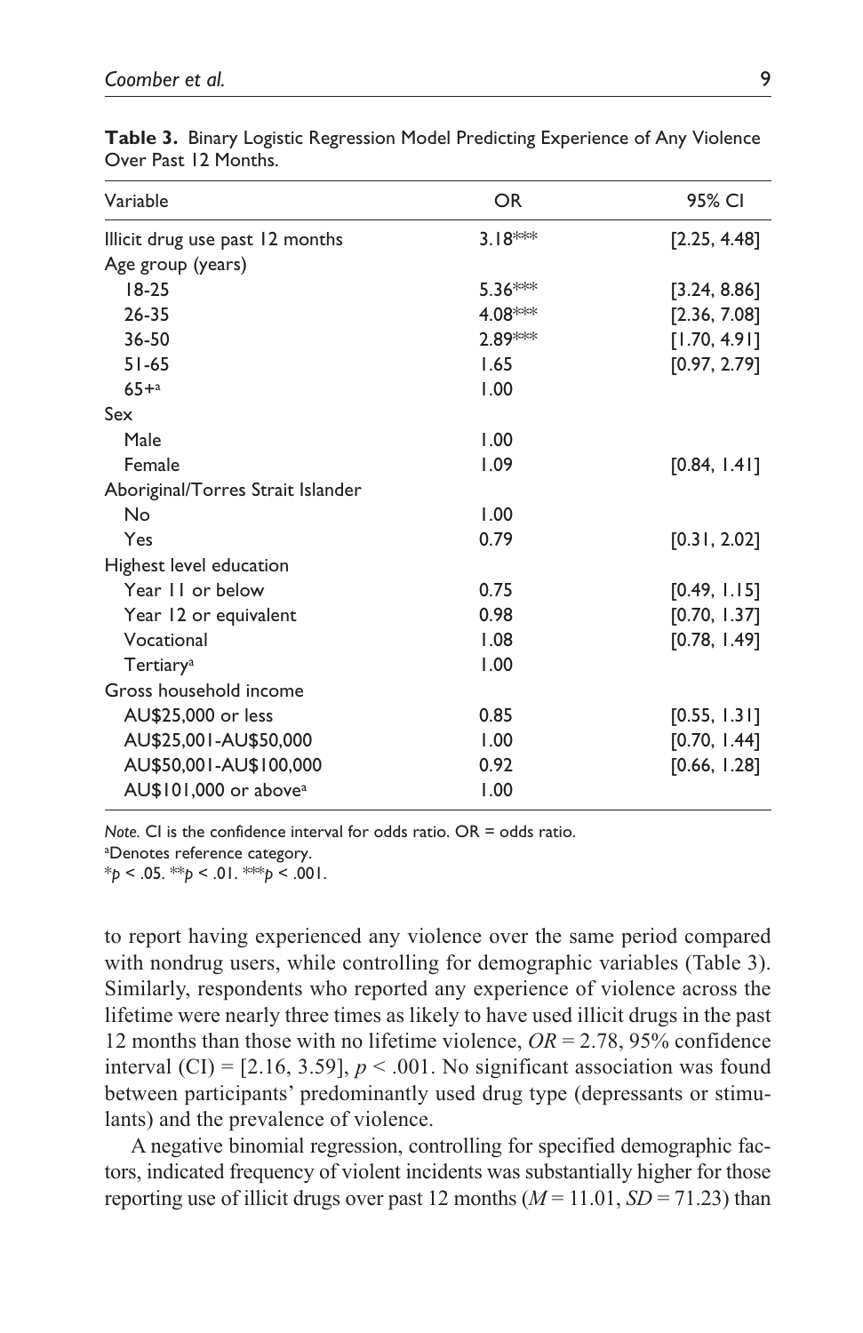**Table 3.** Binary Logistic Regression Model Predicting Experience of Any Violence Over Past 12 Months.

| Variable | OR | 95% CI |
|---|---|---|
| Illicit drug use past 12 months | 3.18*** | [2.25, 4.48] |
| Age group (years) | | |
| 18-25 | 5.36*** | [3.24, 8.86] |
| 26-35 | 4.08*** | [2.36, 7.08] |
| 36-50 | 2.89*** | [1.70, 4.91] |
| 51-65 | 1.65 | [0.97, 2.79] |
| 65+[a] | 1.00 | |
| Sex | | |
| Male | 1.00 | |
| Female | 1.09 | [0.84, 1.41] |
| Aboriginal/Torres Strait Islander | | |
| No | 1.00 | |
| Yes | 0.79 | [0.31, 2.02] |
| Highest level education | | |
| Year 11 or below | 0.75 | [0.49, 1.15] |
| Year 12 or equivalent | 0.98 | [0.70, 1.37] |
| Vocational | 1.08 | [0.78, 1.49] |
| Tertiary[a] | 1.00 | |
| Gross household income | | |
| AU$25,000 or less | 0.85 | [0.55, 1.31] |
| AU$25,001-AU$50,000 | 1.00 | [0.70, 1.44] |
| AU$50,001-AU$100,000 | 0.92 | [0.66, 1.28] |
| AU$101,000 or above[a] | 1.00 | |

*Note.* CI is the confidence interval for odds ratio. OR = odds ratio.
[a]Denotes reference category.
*$p < .05$. **$p < .01$. ***$p < .001$.

to report having experienced any violence over the same period compared with nondrug users, while controlling for demographic variables (Table 3). Similarly, respondents who reported any experience of violence across the lifetime were nearly three times as likely to have used illicit drugs in the past 12 months than those with no lifetime violence, $OR = 2.78$, 95% confidence interval (CI) = [2.16, 3.59], $p < .001$. No significant association was found between participants' predominantly used drug type (depressants or stimulants) and the prevalence of violence.

A negative binomial regression, controlling for specified demographic factors, indicated frequency of violent incidents was substantially higher for those reporting use of illicit drugs over past 12 months ($M = 11.01$, $SD = 71.23$) than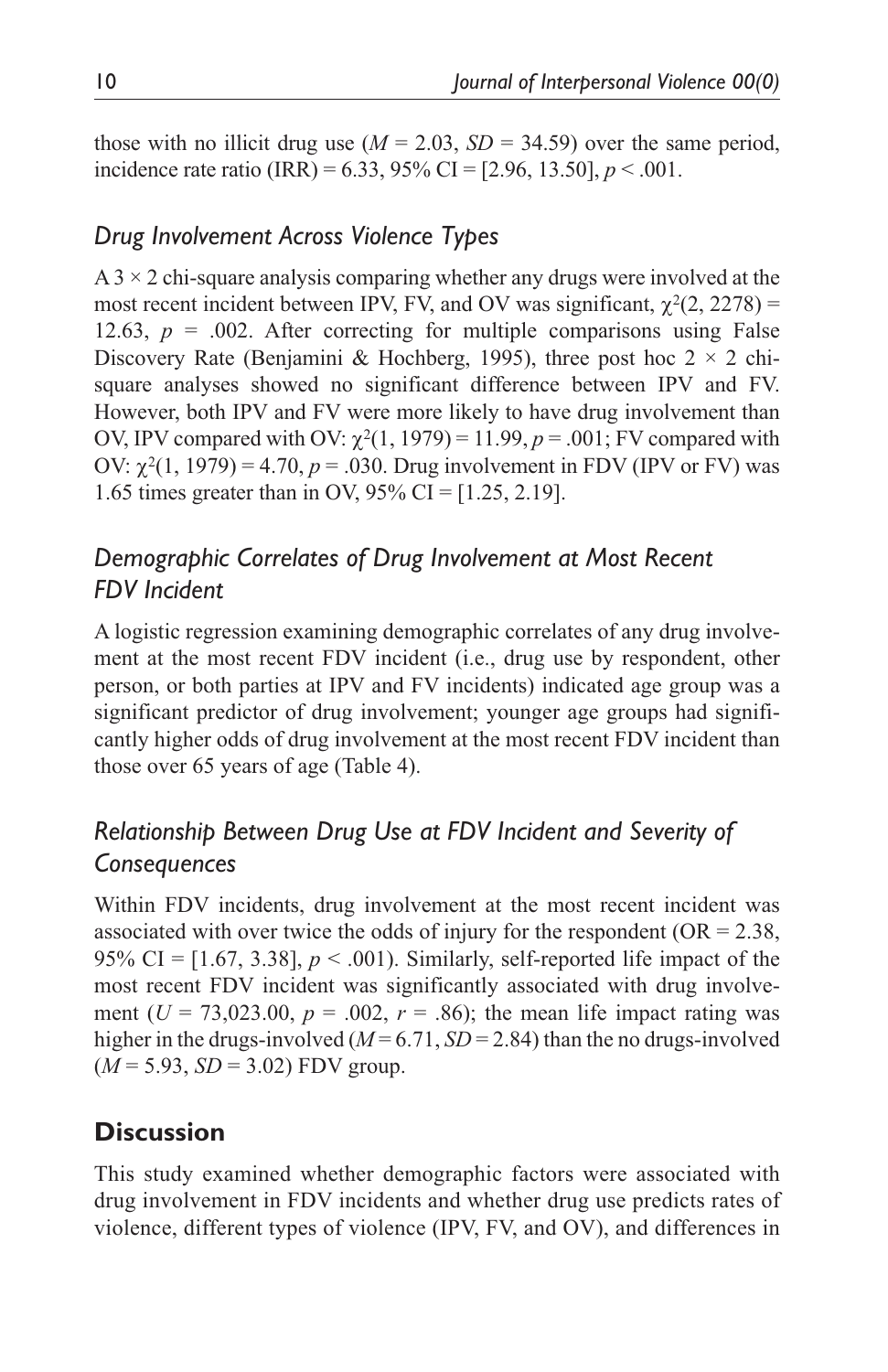those with no illicit drug use ($M = 2.03$, $SD = 34.59$) over the same period, incidence rate ratio (IRR) = 6.33, 95% CI = [2.96, 13.50], $p < .001$.

### *Drug Involvement Across Violence Types*

A 3 × 2 chi-square analysis comparing whether any drugs were involved at the most recent incident between IPV, FV, and OV was significant, $\chi^2(2, 2278) = 12.63$, $p = .002$. After correcting for multiple comparisons using False Discovery Rate (Benjamini & Hochberg, 1995), three post hoc 2 × 2 chi-square analyses showed no significant difference between IPV and FV. However, both IPV and FV were more likely to have drug involvement than OV, IPV compared with OV: $\chi^2(1, 1979) = 11.99$, $p = .001$; FV compared with OV: $\chi^2(1, 1979) = 4.70$, $p = .030$. Drug involvement in FDV (IPV or FV) was 1.65 times greater than in OV, 95% CI = [1.25, 2.19].

### *Demographic Correlates of Drug Involvement at Most Recent FDV Incident*

A logistic regression examining demographic correlates of any drug involvement at the most recent FDV incident (i.e., drug use by respondent, other person, or both parties at IPV and FV incidents) indicated age group was a significant predictor of drug involvement; younger age groups had significantly higher odds of drug involvement at the most recent FDV incident than those over 65 years of age (Table 4).

### *Relationship Between Drug Use at FDV Incident and Severity of Consequences*

Within FDV incidents, drug involvement at the most recent incident was associated with over twice the odds of injury for the respondent (OR = 2.38, 95% CI = [1.67, 3.38], $p < .001$). Similarly, self-reported life impact of the most recent FDV incident was significantly associated with drug involvement ($U = 73{,}023.00$, $p = .002$, $r = .86$); the mean life impact rating was higher in the drugs-involved ($M = 6.71$, $SD = 2.84$) than the no drugs-involved ($M = 5.93$, $SD = 3.02$) FDV group.

## **Discussion**

This study examined whether demographic factors were associated with drug involvement in FDV incidents and whether drug use predicts rates of violence, different types of violence (IPV, FV, and OV), and differences in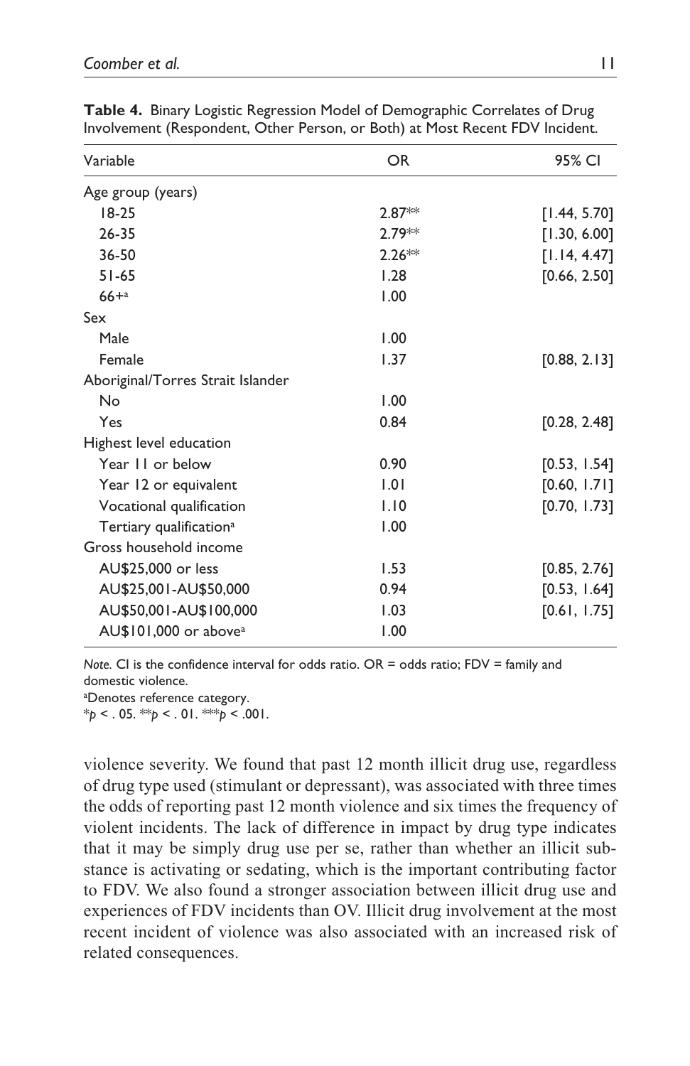**Table 4.** Binary Logistic Regression Model of Demographic Correlates of Drug Involvement (Respondent, Other Person, or Both) at Most Recent FDV Incident.

| Variable | OR | 95% CI |
|---|---|---|
| Age group (years) | | |
| 18-25 | 2.87** | [1.44, 5.70] |
| 26-35 | 2.79** | [1.30, 6.00] |
| 36-50 | 2.26** | [1.14, 4.47] |
| 51-65 | 1.28 | [0.66, 2.50] |
| 66+[a] | 1.00 | |
| Sex | | |
| Male | 1.00 | |
| Female | 1.37 | [0.88, 2.13] |
| Aboriginal/Torres Strait Islander | | |
| No | 1.00 | |
| Yes | 0.84 | [0.28, 2.48] |
| Highest level education | | |
| Year 11 or below | 0.90 | [0.53, 1.54] |
| Year 12 or equivalent | 1.01 | [0.60, 1.71] |
| Vocational qualification | 1.10 | [0.70, 1.73] |
| Tertiary qualification[a] | 1.00 | |
| Gross household income | | |
| AU$25,000 or less | 1.53 | [0.85, 2.76] |
| AU$25,001-AU$50,000 | 0.94 | [0.53, 1.64] |
| AU$50,001-AU$100,000 | 1.03 | [0.61, 1.75] |
| AU$101,000 or above[a] | 1.00 | |

*Note.* CI is the confidence interval for odds ratio. OR = odds ratio; FDV = family and domestic violence.
[a]Denotes reference category.
*$p < .05$. **$p < .01$. ***$p < .001$.

violence severity. We found that past 12 month illicit drug use, regardless of drug type used (stimulant or depressant), was associated with three times the odds of reporting past 12 month violence and six times the frequency of violent incidents. The lack of difference in impact by drug type indicates that it may be simply drug use per se, rather than whether an illicit substance is activating or sedating, which is the important contributing factor to FDV. We also found a stronger association between illicit drug use and experiences of FDV incidents than OV. Illicit drug involvement at the most recent incident of violence was also associated with an increased risk of related consequences.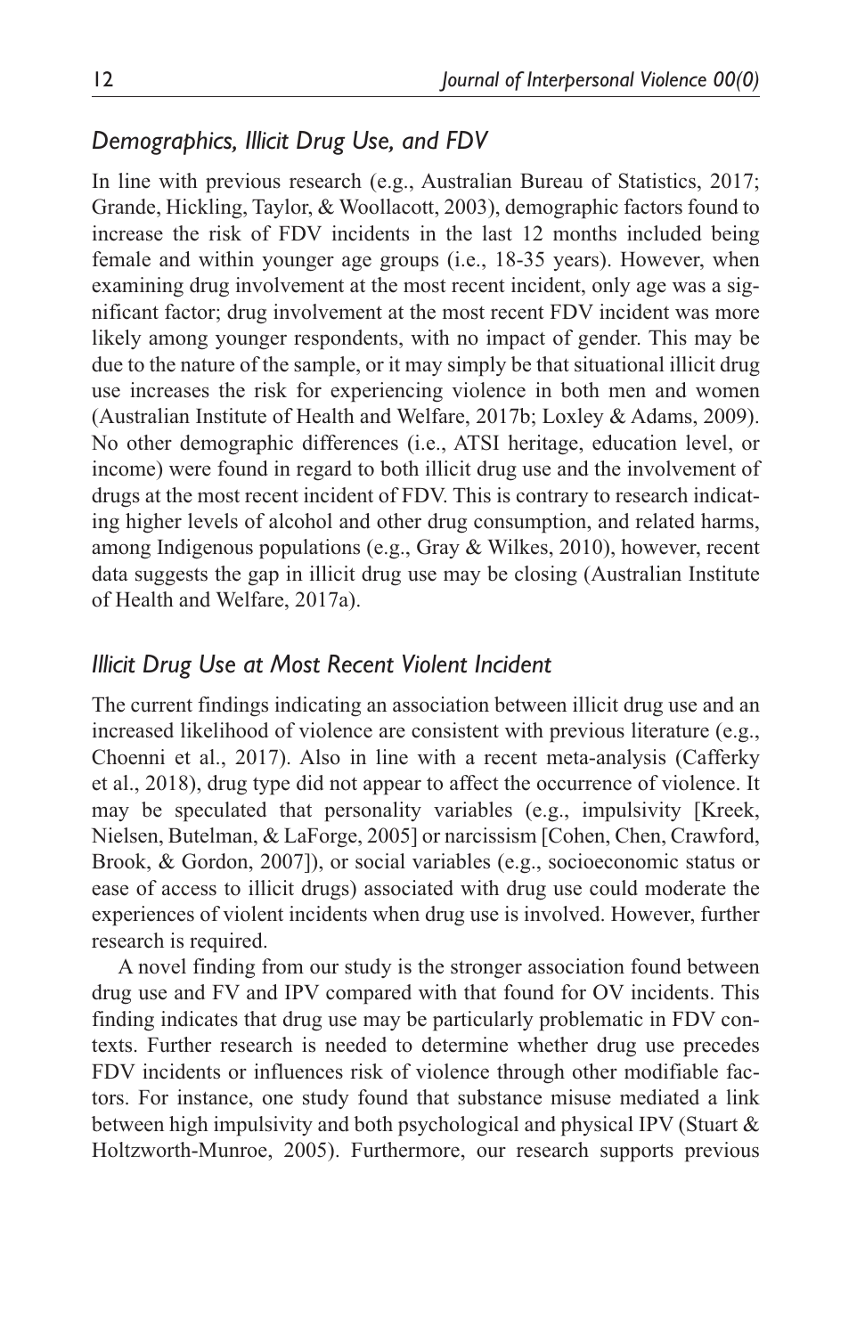### *Demographics, Illicit Drug Use, and FDV*

In line with previous research (e.g., Australian Bureau of Statistics, 2017; Grande, Hickling, Taylor, & Woollacott, 2003), demographic factors found to increase the risk of FDV incidents in the last 12 months included being female and within younger age groups (i.e., 18-35 years). However, when examining drug involvement at the most recent incident, only age was a significant factor; drug involvement at the most recent FDV incident was more likely among younger respondents, with no impact of gender. This may be due to the nature of the sample, or it may simply be that situational illicit drug use increases the risk for experiencing violence in both men and women (Australian Institute of Health and Welfare, 2017b; Loxley & Adams, 2009). No other demographic differences (i.e., ATSI heritage, education level, or income) were found in regard to both illicit drug use and the involvement of drugs at the most recent incident of FDV. This is contrary to research indicating higher levels of alcohol and other drug consumption, and related harms, among Indigenous populations (e.g., Gray & Wilkes, 2010), however, recent data suggests the gap in illicit drug use may be closing (Australian Institute of Health and Welfare, 2017a).

### *Illicit Drug Use at Most Recent Violent Incident*

The current findings indicating an association between illicit drug use and an increased likelihood of violence are consistent with previous literature (e.g., Choenni et al., 2017). Also in line with a recent meta-analysis (Cafferky et al., 2018), drug type did not appear to affect the occurrence of violence. It may be speculated that personality variables (e.g., impulsivity [Kreek, Nielsen, Butelman, & LaForge, 2005] or narcissism [Cohen, Chen, Crawford, Brook, & Gordon, 2007]), or social variables (e.g., socioeconomic status or ease of access to illicit drugs) associated with drug use could moderate the experiences of violent incidents when drug use is involved. However, further research is required.

A novel finding from our study is the stronger association found between drug use and FV and IPV compared with that found for OV incidents. This finding indicates that drug use may be particularly problematic in FDV contexts. Further research is needed to determine whether drug use precedes FDV incidents or influences risk of violence through other modifiable factors. For instance, one study found that substance misuse mediated a link between high impulsivity and both psychological and physical IPV (Stuart & Holtzworth-Munroe, 2005). Furthermore, our research supports previous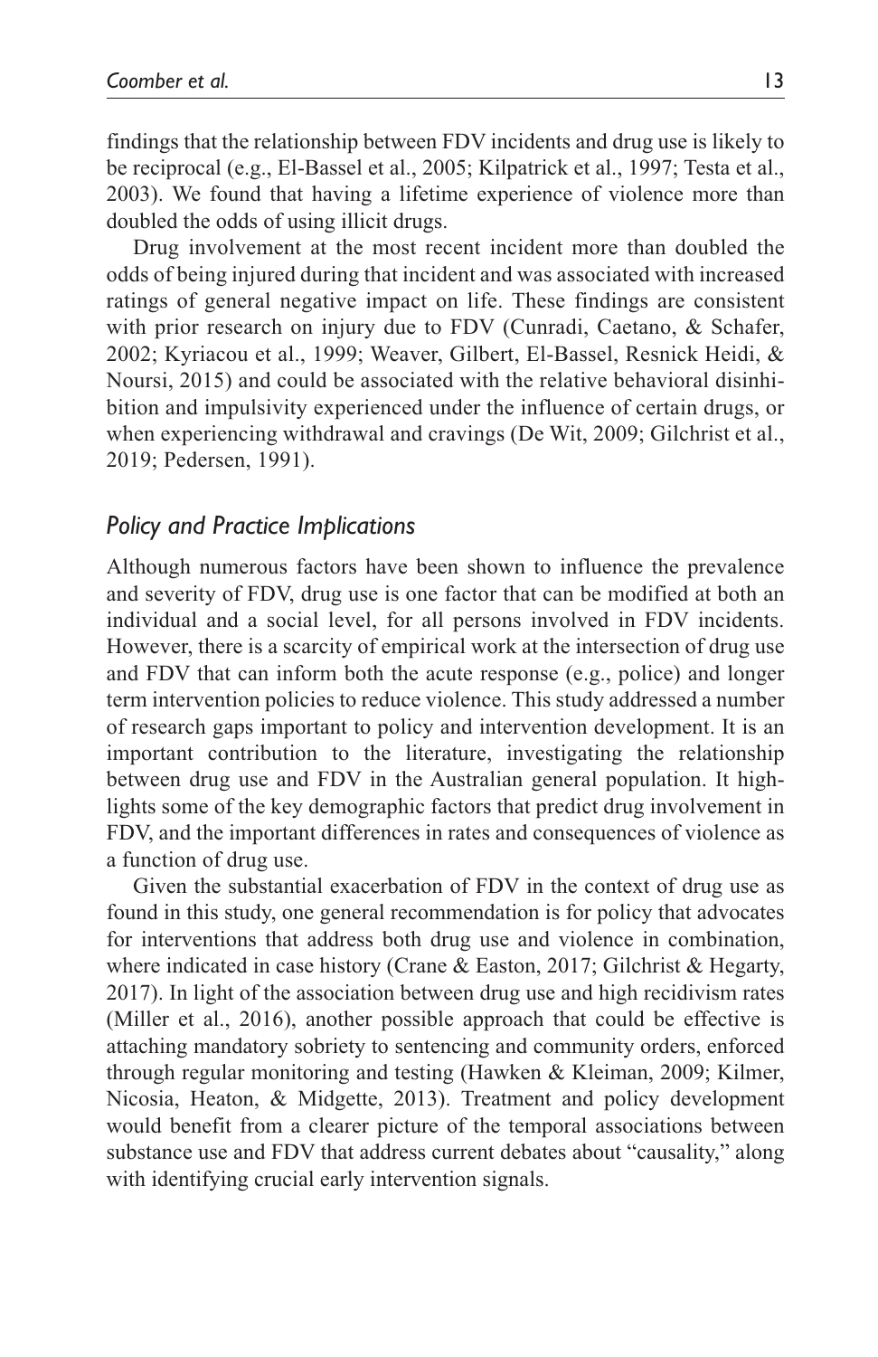findings that the relationship between FDV incidents and drug use is likely to be reciprocal (e.g., El-Bassel et al., 2005; Kilpatrick et al., 1997; Testa et al., 2003). We found that having a lifetime experience of violence more than doubled the odds of using illicit drugs.

Drug involvement at the most recent incident more than doubled the odds of being injured during that incident and was associated with increased ratings of general negative impact on life. These findings are consistent with prior research on injury due to FDV (Cunradi, Caetano, & Schafer, 2002; Kyriacou et al., 1999; Weaver, Gilbert, El-Bassel, Resnick Heidi, & Noursi, 2015) and could be associated with the relative behavioral disinhibition and impulsivity experienced under the influence of certain drugs, or when experiencing withdrawal and cravings (De Wit, 2009; Gilchrist et al., 2019; Pedersen, 1991).

## *Policy and Practice Implications*

Although numerous factors have been shown to influence the prevalence and severity of FDV, drug use is one factor that can be modified at both an individual and a social level, for all persons involved in FDV incidents. However, there is a scarcity of empirical work at the intersection of drug use and FDV that can inform both the acute response (e.g., police) and longer term intervention policies to reduce violence. This study addressed a number of research gaps important to policy and intervention development. It is an important contribution to the literature, investigating the relationship between drug use and FDV in the Australian general population. It highlights some of the key demographic factors that predict drug involvement in FDV, and the important differences in rates and consequences of violence as a function of drug use.

Given the substantial exacerbation of FDV in the context of drug use as found in this study, one general recommendation is for policy that advocates for interventions that address both drug use and violence in combination, where indicated in case history (Crane & Easton, 2017; Gilchrist & Hegarty, 2017). In light of the association between drug use and high recidivism rates (Miller et al., 2016), another possible approach that could be effective is attaching mandatory sobriety to sentencing and community orders, enforced through regular monitoring and testing (Hawken & Kleiman, 2009; Kilmer, Nicosia, Heaton, & Midgette, 2013). Treatment and policy development would benefit from a clearer picture of the temporal associations between substance use and FDV that address current debates about "causality," along with identifying crucial early intervention signals.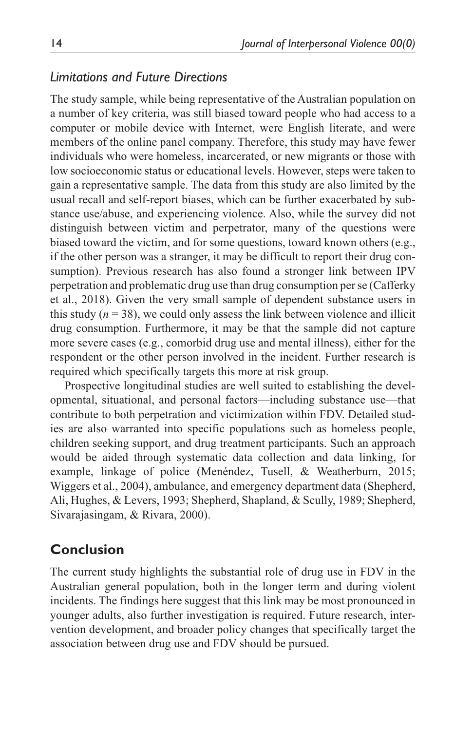### Limitations and Future Directions

The study sample, while being representative of the Australian population on a number of key criteria, was still biased toward people who had access to a computer or mobile device with Internet, were English literate, and were members of the online panel company. Therefore, this study may have fewer individuals who were homeless, incarcerated, or new migrants or those with low socioeconomic status or educational levels. However, steps were taken to gain a representative sample. The data from this study are also limited by the usual recall and self-report biases, which can be further exacerbated by substance use/abuse, and experiencing violence. Also, while the survey did not distinguish between victim and perpetrator, many of the questions were biased toward the victim, and for some questions, toward known others (e.g., if the other person was a stranger, it may be difficult to report their drug consumption). Previous research has also found a stronger link between IPV perpetration and problematic drug use than drug consumption per se (Cafferky et al., 2018). Given the very small sample of dependent substance users in this study ($n = 38$), we could only assess the link between violence and illicit drug consumption. Furthermore, it may be that the sample did not capture more severe cases (e.g., comorbid drug use and mental illness), either for the respondent or the other person involved in the incident. Further research is required which specifically targets this more at risk group.

Prospective longitudinal studies are well suited to establishing the developmental, situational, and personal factors—including substance use—that contribute to both perpetration and victimization within FDV. Detailed studies are also warranted into specific populations such as homeless people, children seeking support, and drug treatment participants. Such an approach would be aided through systematic data collection and data linking, for example, linkage of police (Menéndez, Tusell, & Weatherburn, 2015; Wiggers et al., 2004), ambulance, and emergency department data (Shepherd, Ali, Hughes, & Levers, 1993; Shepherd, Shapland, & Scully, 1989; Shepherd, Sivarajasingam, & Rivara, 2000).

## Conclusion

The current study highlights the substantial role of drug use in FDV in the Australian general population, both in the longer term and during violent incidents. The findings here suggest that this link may be most pronounced in younger adults, also further investigation is required. Future research, intervention development, and broader policy changes that specifically target the association between drug use and FDV should be pursued.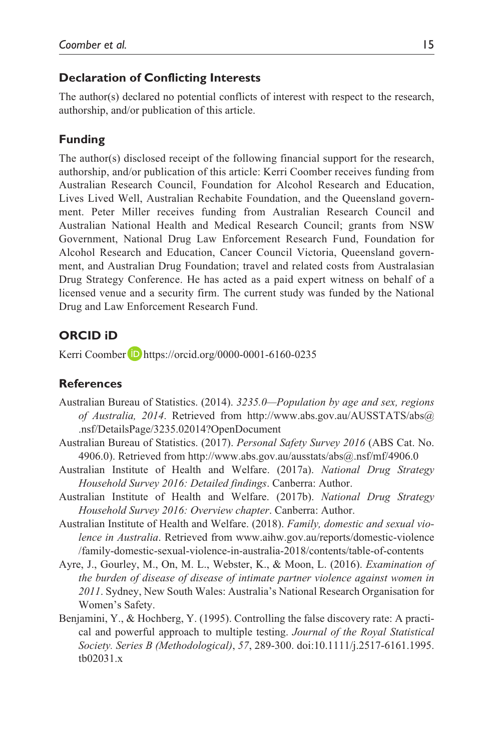## Declaration of Conflicting Interests

The author(s) declared no potential conflicts of interest with respect to the research, authorship, and/or publication of this article.

## Funding

The author(s) disclosed receipt of the following financial support for the research, authorship, and/or publication of this article: Kerri Coomber receives funding from Australian Research Council, Foundation for Alcohol Research and Education, Lives Lived Well, Australian Rechabite Foundation, and the Queensland government. Peter Miller receives funding from Australian Research Council and Australian National Health and Medical Research Council; grants from NSW Government, National Drug Law Enforcement Research Fund, Foundation for Alcohol Research and Education, Cancer Council Victoria, Queensland government, and Australian Drug Foundation; travel and related costs from Australasian Drug Strategy Conference. He has acted as a paid expert witness on behalf of a licensed venue and a security firm. The current study was funded by the National Drug and Law Enforcement Research Fund.

## ORCID iD

Kerri Coomber https://orcid.org/0000-0001-6160-0235

## References

Australian Bureau of Statistics. (2014). *3235.0—Population by age and sex, regions of Australia, 2014*. Retrieved from http://www.abs.gov.au/AUSSTATS/abs@.nsf/DetailsPage/3235.02014?OpenDocument

Australian Bureau of Statistics. (2017). *Personal Safety Survey 2016* (ABS Cat. No. 4906.0). Retrieved from http://www.abs.gov.au/ausstats/abs@.nsf/mf/4906.0

Australian Institute of Health and Welfare. (2017a). *National Drug Strategy Household Survey 2016: Detailed findings*. Canberra: Author.

Australian Institute of Health and Welfare. (2017b). *National Drug Strategy Household Survey 2016: Overview chapter*. Canberra: Author.

Australian Institute of Health and Welfare. (2018). *Family, domestic and sexual violence in Australia*. Retrieved from www.aihw.gov.au/reports/domestic-violence/family-domestic-sexual-violence-in-australia-2018/contents/table-of-contents

Ayre, J., Gourley, M., On, M. L., Webster, K., & Moon, L. (2016). *Examination of the burden of disease of disease of intimate partner violence against women in 2011*. Sydney, New South Wales: Australia's National Research Organisation for Women's Safety.

Benjamini, Y., & Hochberg, Y. (1995). Controlling the false discovery rate: A practical and powerful approach to multiple testing. *Journal of the Royal Statistical Society. Series B (Methodological)*, *57*, 289-300. doi:10.1111/j.2517-6161.1995.tb02031.x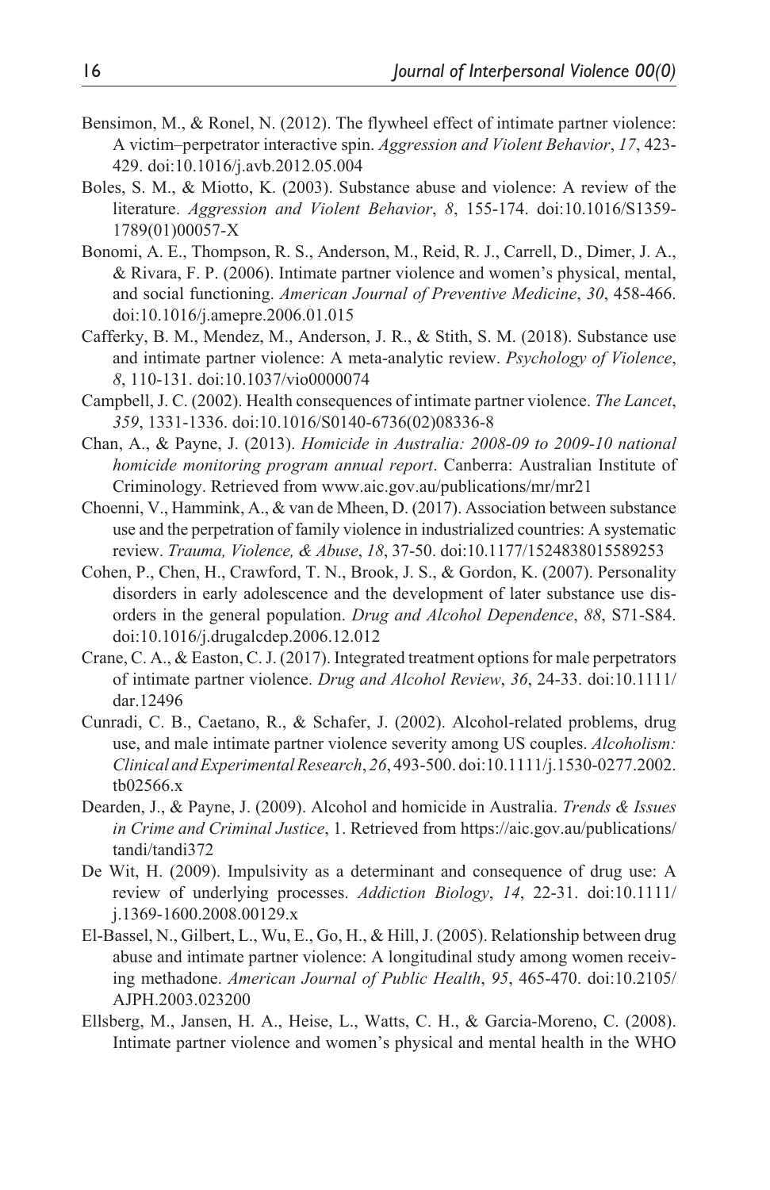Bensimon, M., & Ronel, N. (2012). The flywheel effect of intimate partner violence: A victim–perpetrator interactive spin. *Aggression and Violent Behavior*, *17*, 423-429. doi:10.1016/j.avb.2012.05.004

Boles, S. M., & Miotto, K. (2003). Substance abuse and violence: A review of the literature. *Aggression and Violent Behavior*, *8*, 155-174. doi:10.1016/S1359-1789(01)00057-X

Bonomi, A. E., Thompson, R. S., Anderson, M., Reid, R. J., Carrell, D., Dimer, J. A., & Rivara, F. P. (2006). Intimate partner violence and women's physical, mental, and social functioning. *American Journal of Preventive Medicine*, *30*, 458-466. doi:10.1016/j.amepre.2006.01.015

Cafferky, B. M., Mendez, M., Anderson, J. R., & Stith, S. M. (2018). Substance use and intimate partner violence: A meta-analytic review. *Psychology of Violence*, *8*, 110-131. doi:10.1037/vio0000074

Campbell, J. C. (2002). Health consequences of intimate partner violence. *The Lancet*, *359*, 1331-1336. doi:10.1016/S0140-6736(02)08336-8

Chan, A., & Payne, J. (2013). *Homicide in Australia: 2008-09 to 2009-10 national homicide monitoring program annual report*. Canberra: Australian Institute of Criminology. Retrieved from www.aic.gov.au/publications/mr/mr21

Choenni, V., Hammink, A., & van de Mheen, D. (2017). Association between substance use and the perpetration of family violence in industrialized countries: A systematic review. *Trauma, Violence, & Abuse*, *18*, 37-50. doi:10.1177/1524838015589253

Cohen, P., Chen, H., Crawford, T. N., Brook, J. S., & Gordon, K. (2007). Personality disorders in early adolescence and the development of later substance use disorders in the general population. *Drug and Alcohol Dependence*, *88*, S71-S84. doi:10.1016/j.drugalcdep.2006.12.012

Crane, C. A., & Easton, C. J. (2017). Integrated treatment options for male perpetrators of intimate partner violence. *Drug and Alcohol Review*, *36*, 24-33. doi:10.1111/dar.12496

Cunradi, C. B., Caetano, R., & Schafer, J. (2002). Alcohol-related problems, drug use, and male intimate partner violence severity among US couples. *Alcoholism: Clinical and Experimental Research*, *26*, 493-500. doi:10.1111/j.1530-0277.2002.tb02566.x

Dearden, J., & Payne, J. (2009). Alcohol and homicide in Australia. *Trends & Issues in Crime and Criminal Justice*, 1. Retrieved from https://aic.gov.au/publications/tandi/tandi372

De Wit, H. (2009). Impulsivity as a determinant and consequence of drug use: A review of underlying processes. *Addiction Biology*, *14*, 22-31. doi:10.1111/j.1369-1600.2008.00129.x

El-Bassel, N., Gilbert, L., Wu, E., Go, H., & Hill, J. (2005). Relationship between drug abuse and intimate partner violence: A longitudinal study among women receiving methadone. *American Journal of Public Health*, *95*, 465-470. doi:10.2105/AJPH.2003.023200

Ellsberg, M., Jansen, H. A., Heise, L., Watts, C. H., & Garcia-Moreno, C. (2008). Intimate partner violence and women's physical and mental health in the WHO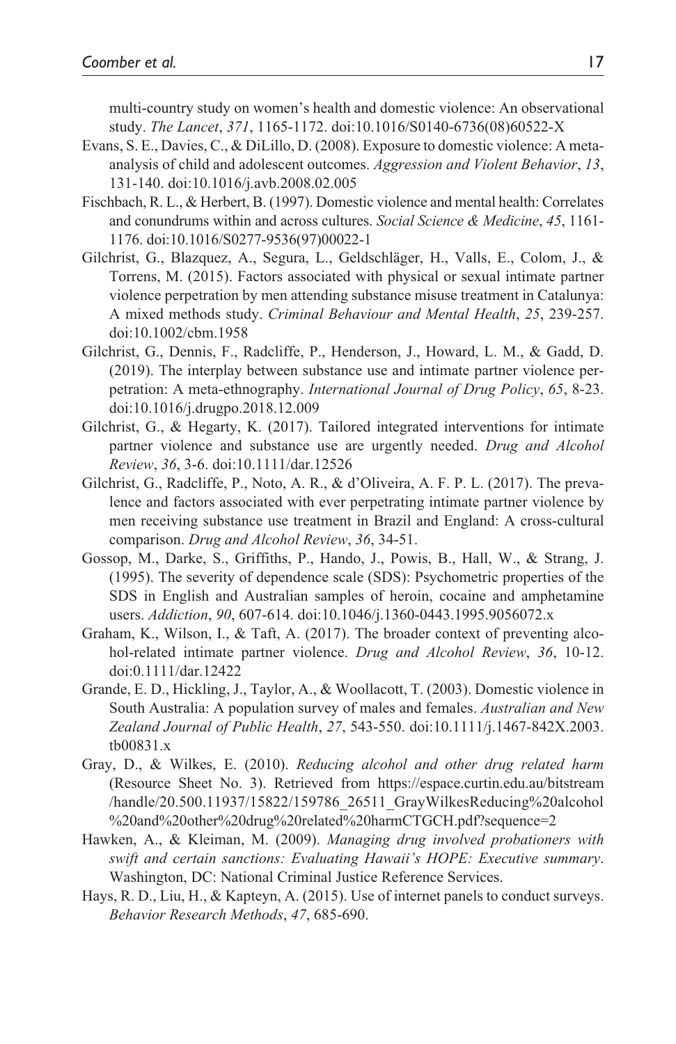multi-country study on women's health and domestic violence: An observational study. *The Lancet*, *371*, 1165-1172. doi:10.1016/S0140-6736(08)60522-X

Evans, S. E., Davies, C., & DiLillo, D. (2008). Exposure to domestic violence: A meta-analysis of child and adolescent outcomes. *Aggression and Violent Behavior*, *13*, 131-140. doi:10.1016/j.avb.2008.02.005

Fischbach, R. L., & Herbert, B. (1997). Domestic violence and mental health: Correlates and conundrums within and across cultures. *Social Science & Medicine*, *45*, 1161-1176. doi:10.1016/S0277-9536(97)00022-1

Gilchrist, G., Blazquez, A., Segura, L., Geldschläger, H., Valls, E., Colom, J., & Torrens, M. (2015). Factors associated with physical or sexual intimate partner violence perpetration by men attending substance misuse treatment in Catalunya: A mixed methods study. *Criminal Behaviour and Mental Health*, *25*, 239-257. doi:10.1002/cbm.1958

Gilchrist, G., Dennis, F., Radcliffe, P., Henderson, J., Howard, L. M., & Gadd, D. (2019). The interplay between substance use and intimate partner violence perpetration: A meta-ethnography. *International Journal of Drug Policy*, *65*, 8-23. doi:10.1016/j.drugpo.2018.12.009

Gilchrist, G., & Hegarty, K. (2017). Tailored integrated interventions for intimate partner violence and substance use are urgently needed. *Drug and Alcohol Review*, *36*, 3-6. doi:10.1111/dar.12526

Gilchrist, G., Radcliffe, P., Noto, A. R., & d'Oliveira, A. F. P. L. (2017). The prevalence and factors associated with ever perpetrating intimate partner violence by men receiving substance use treatment in Brazil and England: A cross-cultural comparison. *Drug and Alcohol Review*, *36*, 34-51.

Gossop, M., Darke, S., Griffiths, P., Hando, J., Powis, B., Hall, W., & Strang, J. (1995). The severity of dependence scale (SDS): Psychometric properties of the SDS in English and Australian samples of heroin, cocaine and amphetamine users. *Addiction*, *90*, 607-614. doi:10.1046/j.1360-0443.1995.9056072.x

Graham, K., Wilson, I., & Taft, A. (2017). The broader context of preventing alcohol-related intimate partner violence. *Drug and Alcohol Review*, *36*, 10-12. doi:0.1111/dar.12422

Grande, E. D., Hickling, J., Taylor, A., & Woollacott, T. (2003). Domestic violence in South Australia: A population survey of males and females. *Australian and New Zealand Journal of Public Health*, *27*, 543-550. doi:10.1111/j.1467-842X.2003.tb00831.x

Gray, D., & Wilkes, E. (2010). *Reducing alcohol and other drug related harm* (Resource Sheet No. 3). Retrieved from https://espace.curtin.edu.au/bitstream/handle/20.500.11937/15822/159786_26511_GrayWilkesReducing%20alcohol%20and%20other%20drug%20related%20harmCTGCH.pdf?sequence=2

Hawken, A., & Kleiman, M. (2009). *Managing drug involved probationers with swift and certain sanctions: Evaluating Hawaii's HOPE: Executive summary*. Washington, DC: National Criminal Justice Reference Services.

Hays, R. D., Liu, H., & Kapteyn, A. (2015). Use of internet panels to conduct surveys. *Behavior Research Methods*, *47*, 685-690.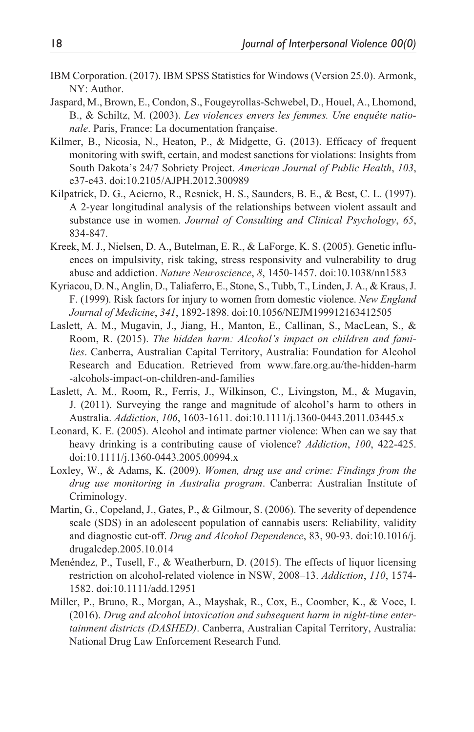IBM Corporation. (2017). IBM SPSS Statistics for Windows (Version 25.0). Armonk, NY: Author.

Jaspard, M., Brown, E., Condon, S., Fougeyrollas-Schwebel, D., Houel, A., Lhomond, B., & Schiltz, M. (2003). *Les violences envers les femmes. Une enquête nationale*. Paris, France: La documentation française.

Kilmer, B., Nicosia, N., Heaton, P., & Midgette, G. (2013). Efficacy of frequent monitoring with swift, certain, and modest sanctions for violations: Insights from South Dakota's 24/7 Sobriety Project. *American Journal of Public Health*, *103*, e37-e43. doi:10.2105/AJPH.2012.300989

Kilpatrick, D. G., Acierno, R., Resnick, H. S., Saunders, B. E., & Best, C. L. (1997). A 2-year longitudinal analysis of the relationships between violent assault and substance use in women. *Journal of Consulting and Clinical Psychology*, *65*, 834-847.

Kreek, M. J., Nielsen, D. A., Butelman, E. R., & LaForge, K. S. (2005). Genetic influences on impulsivity, risk taking, stress responsivity and vulnerability to drug abuse and addiction. *Nature Neuroscience*, *8*, 1450-1457. doi:10.1038/nn1583

Kyriacou, D. N., Anglin, D., Taliaferro, E., Stone, S., Tubb, T., Linden, J. A., & Kraus, J. F. (1999). Risk factors for injury to women from domestic violence. *New England Journal of Medicine*, *341*, 1892-1898. doi:10.1056/NEJM199912163412505

Laslett, A. M., Mugavin, J., Jiang, H., Manton, E., Callinan, S., MacLean, S., & Room, R. (2015). *The hidden harm: Alcohol's impact on children and families*. Canberra, Australian Capital Territory, Australia: Foundation for Alcohol Research and Education. Retrieved from www.fare.org.au/the-hidden-harm-alcohols-impact-on-children-and-families

Laslett, A. M., Room, R., Ferris, J., Wilkinson, C., Livingston, M., & Mugavin, J. (2011). Surveying the range and magnitude of alcohol's harm to others in Australia. *Addiction*, *106*, 1603-1611. doi:10.1111/j.1360-0443.2011.03445.x

Leonard, K. E. (2005). Alcohol and intimate partner violence: When can we say that heavy drinking is a contributing cause of violence? *Addiction*, *100*, 422-425. doi:10.1111/j.1360-0443.2005.00994.x

Loxley, W., & Adams, K. (2009). *Women, drug use and crime: Findings from the drug use monitoring in Australia program*. Canberra: Australian Institute of Criminology.

Martin, G., Copeland, J., Gates, P., & Gilmour, S. (2006). The severity of dependence scale (SDS) in an adolescent population of cannabis users: Reliability, validity and diagnostic cut-off. *Drug and Alcohol Dependence*, 83, 90-93. doi:10.1016/j.drugalcdep.2005.10.014

Menéndez, P., Tusell, F., & Weatherburn, D. (2015). The effects of liquor licensing restriction on alcohol-related violence in NSW, 2008–13. *Addiction*, *110*, 1574-1582. doi:10.1111/add.12951

Miller, P., Bruno, R., Morgan, A., Mayshak, R., Cox, E., Coomber, K., & Voce, I. (2016). *Drug and alcohol intoxication and subsequent harm in night-time entertainment districts (DASHED)*. Canberra, Australian Capital Territory, Australia: National Drug Law Enforcement Research Fund.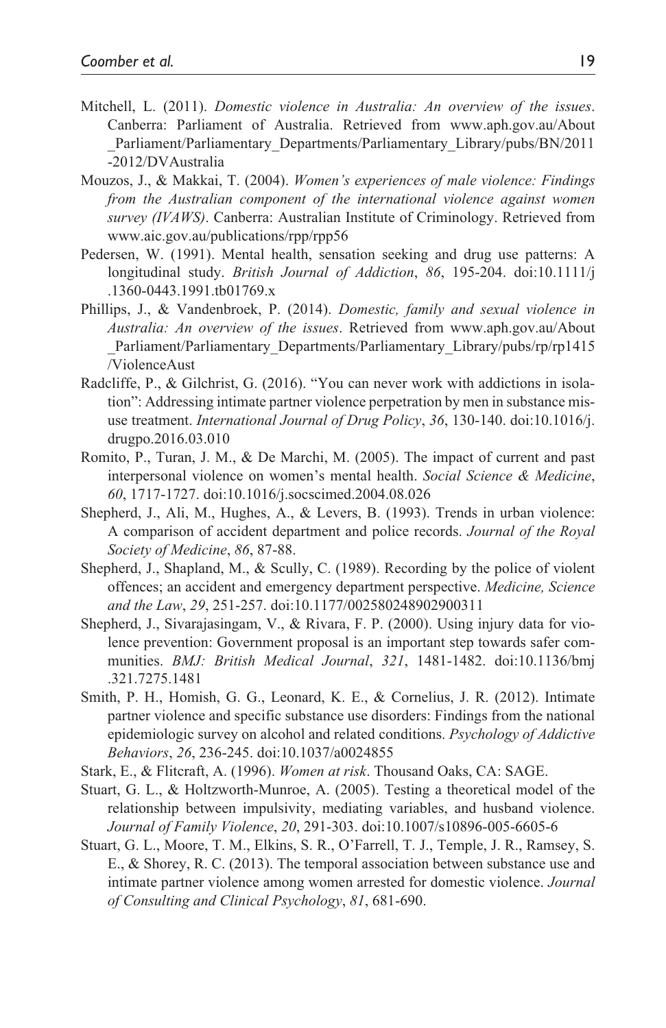Mitchell, L. (2011). *Domestic violence in Australia: An overview of the issues*. Canberra: Parliament of Australia. Retrieved from www.aph.gov.au/About_Parliament/Parliamentary_Departments/Parliamentary_Library/pubs/BN/2011-2012/DVAustralia

Mouzos, J., & Makkai, T. (2004). *Women's experiences of male violence: Findings from the Australian component of the international violence against women survey (IVAWS)*. Canberra: Australian Institute of Criminology. Retrieved from www.aic.gov.au/publications/rpp/rpp56

Pedersen, W. (1991). Mental health, sensation seeking and drug use patterns: A longitudinal study. *British Journal of Addiction*, *86*, 195-204. doi:10.1111/j.1360-0443.1991.tb01769.x

Phillips, J., & Vandenbroek, P. (2014). *Domestic, family and sexual violence in Australia: An overview of the issues*. Retrieved from www.aph.gov.au/About_Parliament/Parliamentary_Departments/Parliamentary_Library/pubs/rp/rp1415/ViolenceAust

Radcliffe, P., & Gilchrist, G. (2016). "You can never work with addictions in isolation": Addressing intimate partner violence perpetration by men in substance misuse treatment. *International Journal of Drug Policy*, *36*, 130-140. doi:10.1016/j.drugpo.2016.03.010

Romito, P., Turan, J. M., & De Marchi, M. (2005). The impact of current and past interpersonal violence on women's mental health. *Social Science & Medicine*, *60*, 1717-1727. doi:10.1016/j.socscimed.2004.08.026

Shepherd, J., Ali, M., Hughes, A., & Levers, B. (1993). Trends in urban violence: A comparison of accident department and police records. *Journal of the Royal Society of Medicine*, *86*, 87-88.

Shepherd, J., Shapland, M., & Scully, C. (1989). Recording by the police of violent offences; an accident and emergency department perspective. *Medicine, Science and the Law*, *29*, 251-257. doi:10.1177/002580248902900311

Shepherd, J., Sivarajasingam, V., & Rivara, F. P. (2000). Using injury data for violence prevention: Government proposal is an important step towards safer communities. *BMJ: British Medical Journal*, *321*, 1481-1482. doi:10.1136/bmj.321.7275.1481

Smith, P. H., Homish, G. G., Leonard, K. E., & Cornelius, J. R. (2012). Intimate partner violence and specific substance use disorders: Findings from the national epidemiologic survey on alcohol and related conditions. *Psychology of Addictive Behaviors*, *26*, 236-245. doi:10.1037/a0024855

Stark, E., & Flitcraft, A. (1996). *Women at risk*. Thousand Oaks, CA: SAGE.

Stuart, G. L., & Holtzworth-Munroe, A. (2005). Testing a theoretical model of the relationship between impulsivity, mediating variables, and husband violence. *Journal of Family Violence*, *20*, 291-303. doi:10.1007/s10896-005-6605-6

Stuart, G. L., Moore, T. M., Elkins, S. R., O'Farrell, T. J., Temple, J. R., Ramsey, S. E., & Shorey, R. C. (2013). The temporal association between substance use and intimate partner violence among women arrested for domestic violence. *Journal of Consulting and Clinical Psychology*, *81*, 681-690.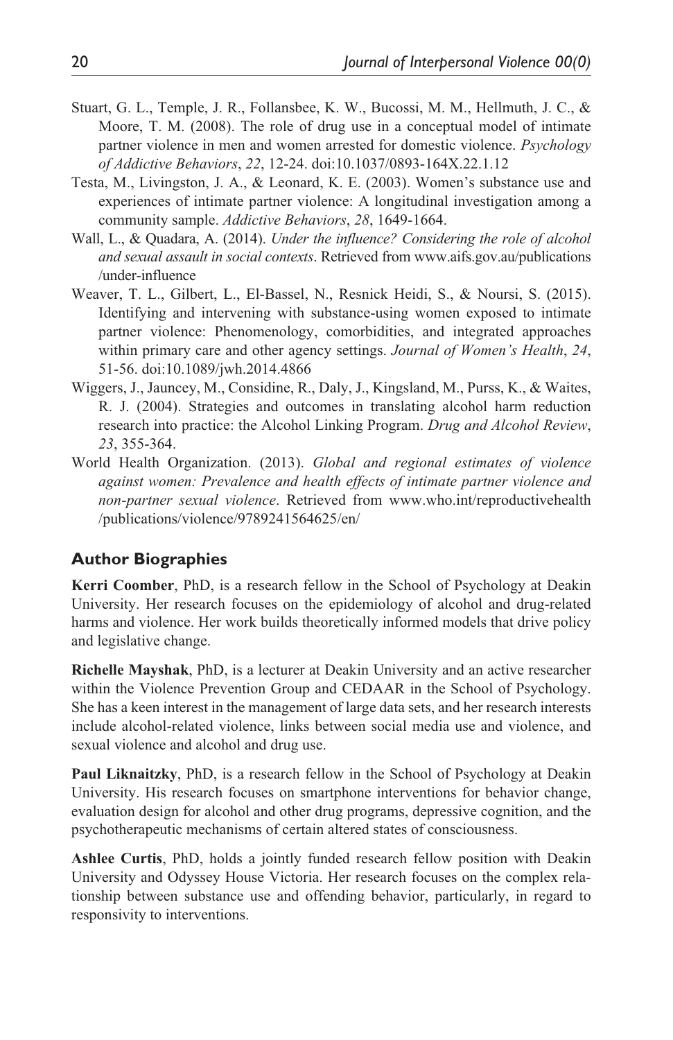Stuart, G. L., Temple, J. R., Follansbee, K. W., Bucossi, M. M., Hellmuth, J. C., & Moore, T. M. (2008). The role of drug use in a conceptual model of intimate partner violence in men and women arrested for domestic violence. *Psychology of Addictive Behaviors*, *22*, 12-24. doi:10.1037/0893-164X.22.1.12

Testa, M., Livingston, J. A., & Leonard, K. E. (2003). Women's substance use and experiences of intimate partner violence: A longitudinal investigation among a community sample. *Addictive Behaviors*, *28*, 1649-1664.

Wall, L., & Quadara, A. (2014). *Under the influence? Considering the role of alcohol and sexual assault in social contexts*. Retrieved from www.aifs.gov.au/publications/under-influence

Weaver, T. L., Gilbert, L., El-Bassel, N., Resnick Heidi, S., & Noursi, S. (2015). Identifying and intervening with substance-using women exposed to intimate partner violence: Phenomenology, comorbidities, and integrated approaches within primary care and other agency settings. *Journal of Women's Health*, *24*, 51-56. doi:10.1089/jwh.2014.4866

Wiggers, J., Jauncey, M., Considine, R., Daly, J., Kingsland, M., Purss, K., & Waites, R. J. (2004). Strategies and outcomes in translating alcohol harm reduction research into practice: the Alcohol Linking Program. *Drug and Alcohol Review*, *23*, 355-364.

World Health Organization. (2013). *Global and regional estimates of violence against women: Prevalence and health effects of intimate partner violence and non-partner sexual violence*. Retrieved from www.who.int/reproductivehealth/publications/violence/9789241564625/en/

## Author Biographies

**Kerri Coomber**, PhD, is a research fellow in the School of Psychology at Deakin University. Her research focuses on the epidemiology of alcohol and drug-related harms and violence. Her work builds theoretically informed models that drive policy and legislative change.

**Richelle Mayshak**, PhD, is a lecturer at Deakin University and an active researcher within the Violence Prevention Group and CEDAAR in the School of Psychology. She has a keen interest in the management of large data sets, and her research interests include alcohol-related violence, links between social media use and violence, and sexual violence and alcohol and drug use.

**Paul Liknaitzky**, PhD, is a research fellow in the School of Psychology at Deakin University. His research focuses on smartphone interventions for behavior change, evaluation design for alcohol and other drug programs, depressive cognition, and the psychotherapeutic mechanisms of certain altered states of consciousness.

**Ashlee Curtis**, PhD, holds a jointly funded research fellow position with Deakin University and Odyssey House Victoria. Her research focuses on the complex relationship between substance use and offending behavior, particularly, in regard to responsivity to interventions.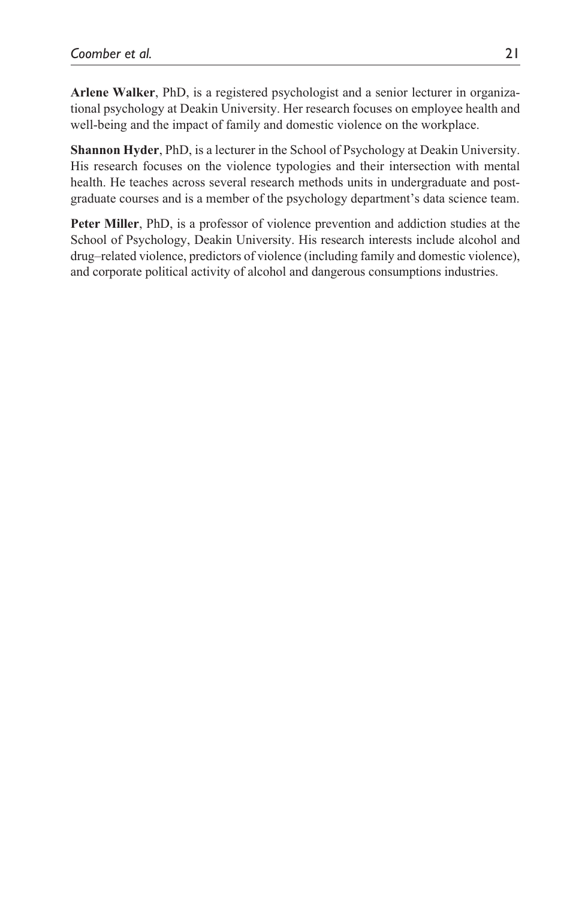**Arlene Walker**, PhD, is a registered psychologist and a senior lecturer in organizational psychology at Deakin University. Her research focuses on employee health and well-being and the impact of family and domestic violence on the workplace.

**Shannon Hyder**, PhD, is a lecturer in the School of Psychology at Deakin University. His research focuses on the violence typologies and their intersection with mental health. He teaches across several research methods units in undergraduate and postgraduate courses and is a member of the psychology department's data science team.

**Peter Miller**, PhD, is a professor of violence prevention and addiction studies at the School of Psychology, Deakin University. His research interests include alcohol and drug–related violence, predictors of violence (including family and domestic violence), and corporate political activity of alcohol and dangerous consumptions industries.